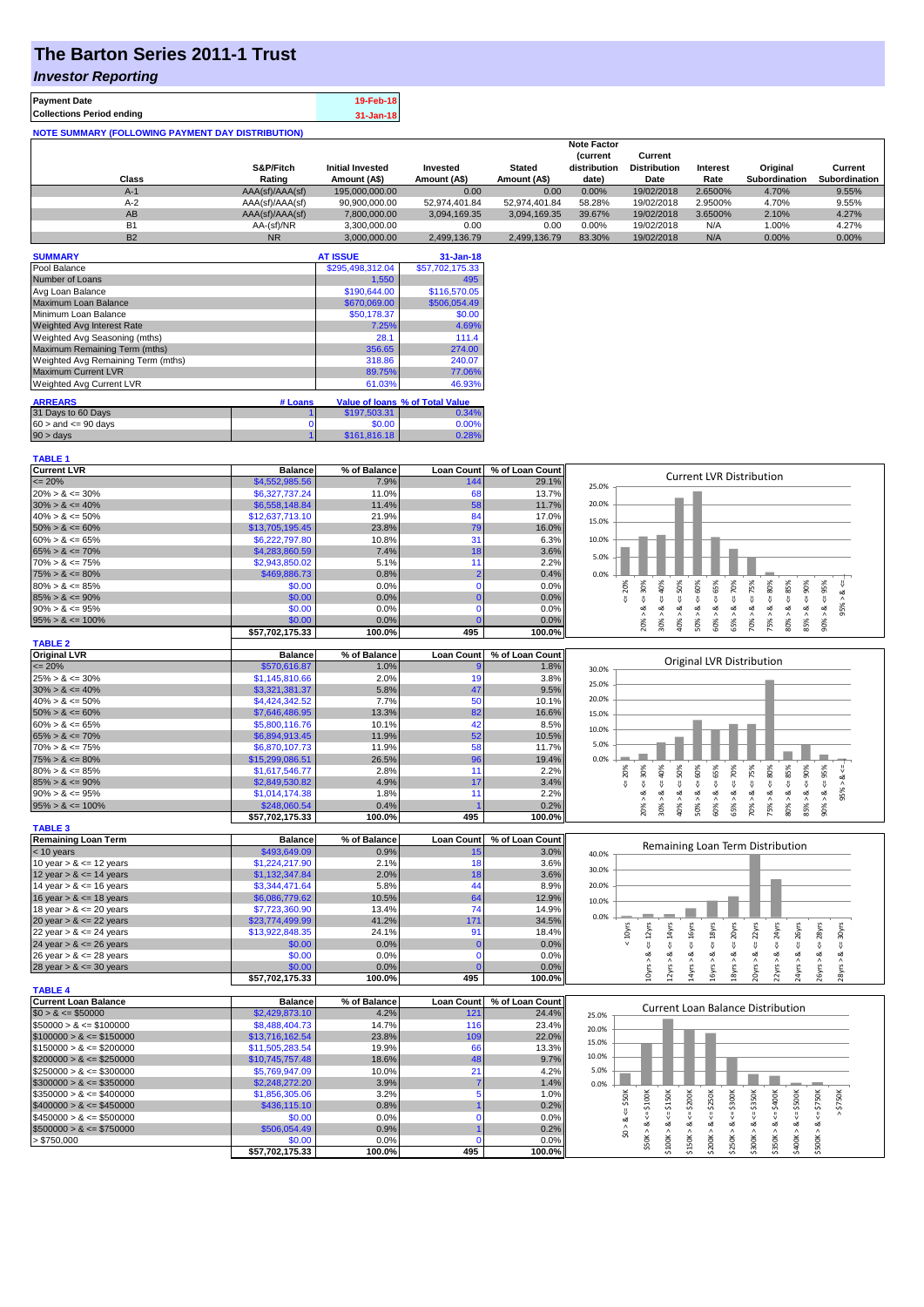# The Barton Series 2011-1 Trust

## *Investor Reporting*

| | |
|---|---|
| **Payment Date** | 19-Feb-18 |
| **Collections Period ending** | 31-Jan-18 |

**NOTE SUMMARY (FOLLOWING PAYMENT DAY DISTRIBUTION)**

| Class | S&P/Fitch Rating | Initial Invested Amount (A$) | Invested Amount (A$) | Stated Amount (A$) | Note Factor (current distribution date) | Current Distribution Date | Interest Rate | Original Subordination | Current Subordination |
|---|---|---|---|---|---|---|---|---|---|
| A-1 | AAA(sf)/AAA(sf) | 195,000,000.00 | 0.00 | 0.00 | 0.00% | 19/02/2018 | 2.6500% | 4.70% | 9.55% |
| A-2 | AAA(sf)/AAA(sf) | 90,900,000.00 | 52,974,401.84 | 52,974,401.84 | 58.28% | 19/02/2018 | 2.9500% | 4.70% | 9.55% |
| AB | AAA(sf)/AAA(sf) | 7,800,000.00 | 3,094,169.35 | 3,094,169.35 | 39.67% | 19/02/2018 | 3.6500% | 2.10% | 4.27% |
| B1 | AA-(sf)/NR | 3,300,000.00 | 0.00 | 0.00 | 0.00% | 19/02/2018 | N/A | 1.00% | 4.27% |
| B2 | NR | 3,000,000.00 | 2,499,136.79 | 2,499,136.79 | 83.30% | 19/02/2018 | N/A | 0.00% | 0.00% |

| SUMMARY | AT ISSUE | 31-Jan-18 |
|---|---|---|
| Pool Balance | $295,498,312.04 | $57,702,175.33 |
| Number of Loans | 1,550 | 495 |
| Avg Loan Balance | $190,644.00 | $116,570.05 |
| Maximum Loan Balance | $670,069.00 | $506,054.49 |
| Minimum Loan Balance | $50,178.37 | $0.00 |
| Weighted Avg Interest Rate | 7.25% | 4.69% |
| Weighted Avg Seasoning (mths) | 28.1 | 111.4 |
| Maximum Remaining Term (mths) | 356.65 | 274.00 |
| Weighted Avg Remaining Term (mths) | 318.86 | 240.07 |
| Maximum Current LVR | 89.75% | 77.06% |
| Weighted Avg Current LVR | 61.03% | 46.93% |

| ARREARS | # Loans | Value of loans | % of Total Value |
|---|---|---|---|
| 31 Days to 60 Days | 1 | $197,503.31 | 0.34% |
| 60 > and <= 90 days | 0 | $0.00 | 0.00% |
| 90 > days | 1 | $161,816.18 | 0.28% |

**TABLE 1**

| Current LVR | Balance | % of Balance | Loan Count | % of Loan Count |
|---|---|---|---|---|
| <= 20% | $4,552,985.56 | 7.9% | 144 | 29.1% |
| 20% > & <= 30% | $6,327,737.24 | 11.0% | 68 | 13.7% |
| 30% > & <= 40% | $6,558,148.84 | 11.4% | 58 | 11.7% |
| 40% > & <= 50% | $12,637,713.10 | 21.9% | 84 | 17.0% |
| 50% > & <= 60% | $13,705,195.45 | 23.8% | 79 | 16.0% |
| 60% > & <= 65% | $6,222,797.80 | 10.8% | 31 | 6.3% |
| 65% > & <= 70% | $4,283,860.59 | 7.4% | 18 | 3.6% |
| 70% > & <= 75% | $2,943,850.02 | 5.1% | 11 | 2.2% |
| 75% > & <= 80% | $469,886.73 | 0.8% | 2 | 0.4% |
| 80% > & <= 85% | $0.00 | 0.0% | 0 | 0.0% |
| 85% > & <= 90% | $0.00 | 0.0% | 0 | 0.0% |
| 90% > & <= 95% | $0.00 | 0.0% | 0 | 0.0% |
| 95% > & <= 100% | $0.00 | 0.0% | 0 | 0.0% |
| | $57,702,175.33 | 100.0% | 495 | 100.0% |

**TABLE 2**

| Original LVR | Balance | % of Balance | Loan Count | % of Loan Count |
|---|---|---|---|---|
| <= 20% | $570,616.87 | 1.0% | 9 | 1.8% |
| 25% > & <= 30% | $1,145,810.66 | 2.0% | 19 | 3.8% |
| 30% > & <= 40% | $3,321,381.37 | 5.8% | 47 | 9.5% |
| 40% > & <= 50% | $4,424,342.52 | 7.7% | 50 | 10.1% |
| 50% > & <= 60% | $7,646,486.95 | 13.3% | 82 | 16.6% |
| 60% > & <= 65% | $5,800,116.76 | 10.1% | 42 | 8.5% |
| 65% > & <= 70% | $6,894,913.45 | 11.9% | 52 | 10.5% |
| 70% > & <= 75% | $6,870,107.73 | 11.9% | 58 | 11.7% |
| 75% > & <= 80% | $15,299,086.51 | 26.5% | 96 | 19.4% |
| 80% > & <= 85% | $1,617,546.77 | 2.8% | 11 | 2.2% |
| 85% > & <= 90% | $2,849,530.82 | 4.9% | 17 | 3.4% |
| 90% > & <= 95% | $1,014,174.38 | 1.8% | 11 | 2.2% |
| 95% > & <= 100% | $248,060.54 | 0.4% | 1 | 0.2% |
| | $57,702,175.33 | 100.0% | 495 | 100.0% |

**TABLE 3**

| Remaining Loan Term | Balance | % of Balance | Loan Count | % of Loan Count |
|---|---|---|---|---|
| < 10 years | $493,649.09 | 0.9% | 15 | 3.0% |
| 10 year > & <= 12 years | $1,224,217.90 | 2.1% | 18 | 3.6% |
| 12 year > & <= 14 years | $1,132,347.84 | 2.0% | 18 | 3.6% |
| 14 year > & <= 16 years | $3,344,471.64 | 5.8% | 44 | 8.9% |
| 16 year > & <= 18 years | $6,086,779.62 | 10.5% | 64 | 12.9% |
| 18 year > & <= 20 years | $7,723,360.90 | 13.4% | 74 | 14.9% |
| 20 year > & <= 22 years | $23,774,499.99 | 41.2% | 171 | 34.5% |
| 22 year > & <= 24 years | $13,922,848.35 | 24.1% | 91 | 18.4% |
| 24 year > & <= 26 years | $0.00 | 0.0% | 0 | 0.0% |
| 26 year > & <= 28 years | $0.00 | 0.0% | 0 | 0.0% |
| 28 year > & <= 30 years | $0.00 | 0.0% | 0 | 0.0% |
| | $57,702,175.33 | 100.0% | 495 | 100.0% |

**TABLE 4**

| Current Loan Balance | Balance | % of Balance | Loan Count | % of Loan Count |
|---|---|---|---|---|
| $0 > & <= $50000 | $2,429,873.10 | 4.2% | 121 | 24.4% |
| $50000 > & <= $100000 | $8,488,404.73 | 14.7% | 116 | 23.4% |
| $100000 > & <= $150000 | $13,716,162.54 | 23.8% | 109 | 22.0% |
| $150000 > & <= $200000 | $11,505,283.54 | 19.9% | 66 | 13.3% |
| $200000 > & <= $250000 | $10,745,757.48 | 18.6% | 48 | 9.7% |
| $250000 > & <= $300000 | $5,769,947.09 | 10.0% | 21 | 4.2% |
| $300000 > & <= $350000 | $2,248,272.20 | 3.9% | 7 | 1.4% |
| $350000 > & <= $400000 | $1,856,305.06 | 3.2% | 5 | 1.0% |
| $400000 > & <= $450000 | $436,115.10 | 0.8% | 1 | 0.2% |
| $450000 > & <= $500000 | $0.00 | 0.0% | 0 | 0.0% |
| $500000 > & <= $750000 | $506,054.49 | 0.9% | 1 | 0.2% |
| > $750,000 | $0.00 | 0.0% | 0 | 0.0% |
| | $57,702,175.33 | 100.0% | 495 | 100.0% |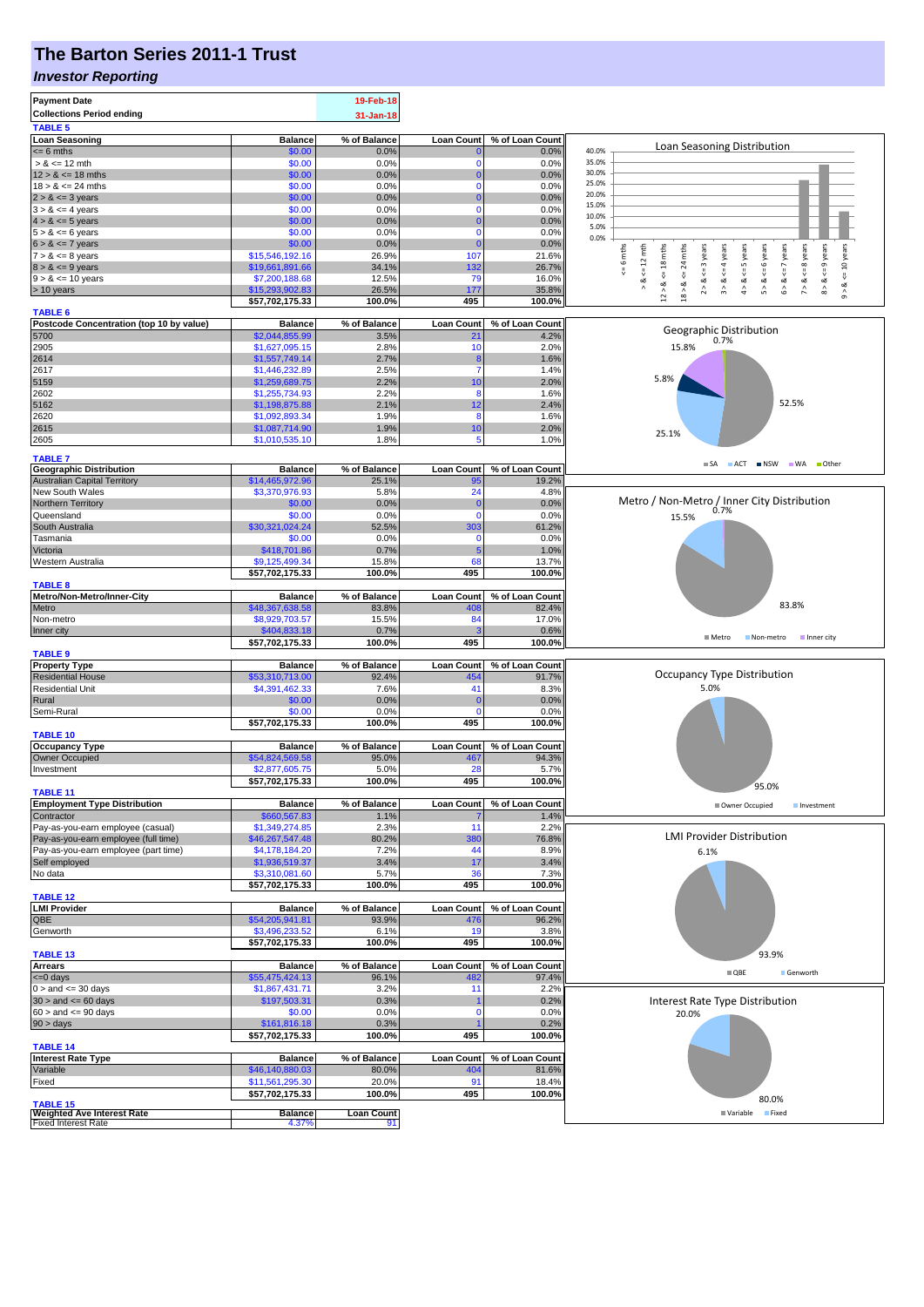# The Barton Series 2011-1 Trust

## *Investor Reporting*

| Payment Date | 19-Feb-18 |
|---|---|
| Collections Period ending | 31-Jan-18 |

**TABLE 5**

| Loan Seasoning | Balance | % of Balance | Loan Count | % of Loan Count |
|---|---|---|---|---|
| <= 6 mths | $0.00 | 0.0% | 0 | 0.0% |
| > & <= 12 mth | $0.00 | 0.0% | 0 | 0.0% |
| 12 > & <= 18 mths | $0.00 | 0.0% | 0 | 0.0% |
| 18 > & <= 24 mths | $0.00 | 0.0% | 0 | 0.0% |
| 2 > & <= 3 years | $0.00 | 0.0% | 0 | 0.0% |
| 3 > & <= 4 years | $0.00 | 0.0% | 0 | 0.0% |
| 4 > & <= 5 years | $0.00 | 0.0% | 0 | 0.0% |
| 5 > & <= 6 years | $0.00 | 0.0% | 0 | 0.0% |
| 6 > & <= 7 years | $0.00 | 0.0% | 0 | 0.0% |
| 7 > & <= 8 years | $15,546,192.16 | 26.9% | 107 | 21.6% |
| 8 > & <= 9 years | $19,661,891.66 | 34.1% | 132 | 26.7% |
| 9 > & <= 10 years | $7,200,188.68 | 12.5% | 79 | 16.0% |
| > 10 years | $15,293,902.83 | 26.5% | 177 | 35.8% |
| | $57,702,175.33 | 100.0% | 495 | 100.0% |

**TABLE 6**

| Postcode Concentration (top 10 by value) | Balance | % of Balance | Loan Count | % of Loan Count |
|---|---|---|---|---|
| 5700 | $2,044,855.99 | 3.5% | 21 | 4.2% |
| 2905 | $1,627,095.15 | 2.8% | 10 | 2.0% |
| 2614 | $1,557,749.14 | 2.7% | 8 | 1.6% |
| 2617 | $1,446,232.89 | 2.5% | 7 | 1.4% |
| 5159 | $1,259,689.75 | 2.2% | 10 | 2.0% |
| 2602 | $1,255,734.93 | 2.2% | 8 | 1.6% |
| 5162 | $1,198,875.88 | 2.1% | 12 | 2.4% |
| 2620 | $1,092,893.34 | 1.9% | 8 | 1.6% |
| 2615 | $1,087,714.90 | 1.9% | 10 | 2.0% |
| 2605 | $1,010,535.10 | 1.8% | 5 | 1.0% |

**TABLE 7**

| Geographic Distribution | Balance | % of Balance | Loan Count | % of Loan Count |
|---|---|---|---|---|
| Australian Capital Territory | $14,465,972.96 | 25.1% | 95 | 19.2% |
| New South Wales | $3,370,976.93 | 5.8% | 24 | 4.8% |
| Northern Territory | $0.00 | 0.0% | 0 | 0.0% |
| Queensland | $0.00 | 0.0% | 0 | 0.0% |
| South Australia | $30,321,024.24 | 52.5% | 303 | 61.2% |
| Tasmania | $0.00 | 0.0% | 0 | 0.0% |
| Victoria | $418,701.86 | 0.7% | 5 | 1.0% |
| Western Australia | $9,125,499.34 | 15.8% | 68 | 13.7% |
| | $57,702,175.33 | 100.0% | 495 | 100.0% |

**TABLE 8**

| Metro/Non-Metro/Inner-City | Balance | % of Balance | Loan Count | % of Loan Count |
|---|---|---|---|---|
| Metro | $48,367,638.58 | 83.8% | 408 | 82.4% |
| Non-metro | $8,929,703.57 | 15.5% | 84 | 17.0% |
| Inner city | $404,833.18 | 0.7% | 3 | 0.6% |
| | $57,702,175.33 | 100.0% | 495 | 100.0% |

**TABLE 9**

| Property Type | Balance | % of Balance | Loan Count | % of Loan Count |
|---|---|---|---|---|
| Residential House | $53,310,713.00 | 92.4% | 454 | 91.7% |
| Residential Unit | $4,391,462.33 | 7.6% | 41 | 8.3% |
| Rural | $0.00 | 0.0% | 0 | 0.0% |
| Semi-Rural | $0.00 | 0.0% | 0 | 0.0% |
| | $57,702,175.33 | 100.0% | 495 | 100.0% |

**TABLE 10**

| Occupancy Type | Balance | % of Balance | Loan Count | % of Loan Count |
|---|---|---|---|---|
| Owner Occupied | $54,824,569.58 | 95.0% | 467 | 94.3% |
| Investment | $2,877,605.75 | 5.0% | 28 | 5.7% |
| | $57,702,175.33 | 100.0% | 495 | 100.0% |

**TABLE 11**

| Employment Type Distribution | Balance | % of Balance | Loan Count | % of Loan Count |
|---|---|---|---|---|
| Contractor | $660,567.83 | 1.1% | 7 | 1.4% |
| Pay-as-you-earn employee (casual) | $1,349,274.85 | 2.3% | 11 | 2.2% |
| Pay-as-you-earn employee (full time) | $46,267,547.48 | 80.2% | 380 | 76.8% |
| Pay-as-you-earn employee (part time) | $4,178,184.20 | 7.2% | 44 | 8.9% |
| Self employed | $1,936,519.37 | 3.4% | 17 | 3.4% |
| No data | $3,310,081.60 | 5.7% | 36 | 7.3% |
| | $57,702,175.33 | 100.0% | 495 | 100.0% |

**TABLE 12**

| LMI Provider | Balance | % of Balance | Loan Count | % of Loan Count |
|---|---|---|---|---|
| QBE | $54,205,941.81 | 93.9% | 476 | 96.2% |
| Genworth | $3,496,233.52 | 6.1% | 19 | 3.8% |
| | $57,702,175.33 | 100.0% | 495 | 100.0% |

**TABLE 13**

| Arrears | Balance | % of Balance | Loan Count | % of Loan Count |
|---|---|---|---|---|
| <=0 days | $55,475,424.13 | 96.1% | 482 | 97.4% |
| 0 > and <= 30 days | $1,867,431.71 | 3.2% | 11 | 2.2% |
| 30 > and <= 60 days | $197,503.31 | 0.3% | 1 | 0.2% |
| 60 > and <= 90 days | $0.00 | 0.0% | 0 | 0.0% |
| 90 > days | $161,816.18 | 0.3% | 1 | 0.2% |
| | $57,702,175.33 | 100.0% | 495 | 100.0% |

**TABLE 14**

| Interest Rate Type | Balance | % of Balance | Loan Count | % of Loan Count |
|---|---|---|---|---|
| Variable | $46,140,880.03 | 80.0% | 404 | 81.6% |
| Fixed | $11,561,295.30 | 20.0% | 91 | 18.4% |
| | $57,702,175.33 | 100.0% | 495 | 100.0% |

**TABLE 15**

| Weighted Ave Interest Rate | Balance | Loan Count |
|---|---|---|
| Fixed Interest Rate | 4.37% | 91 |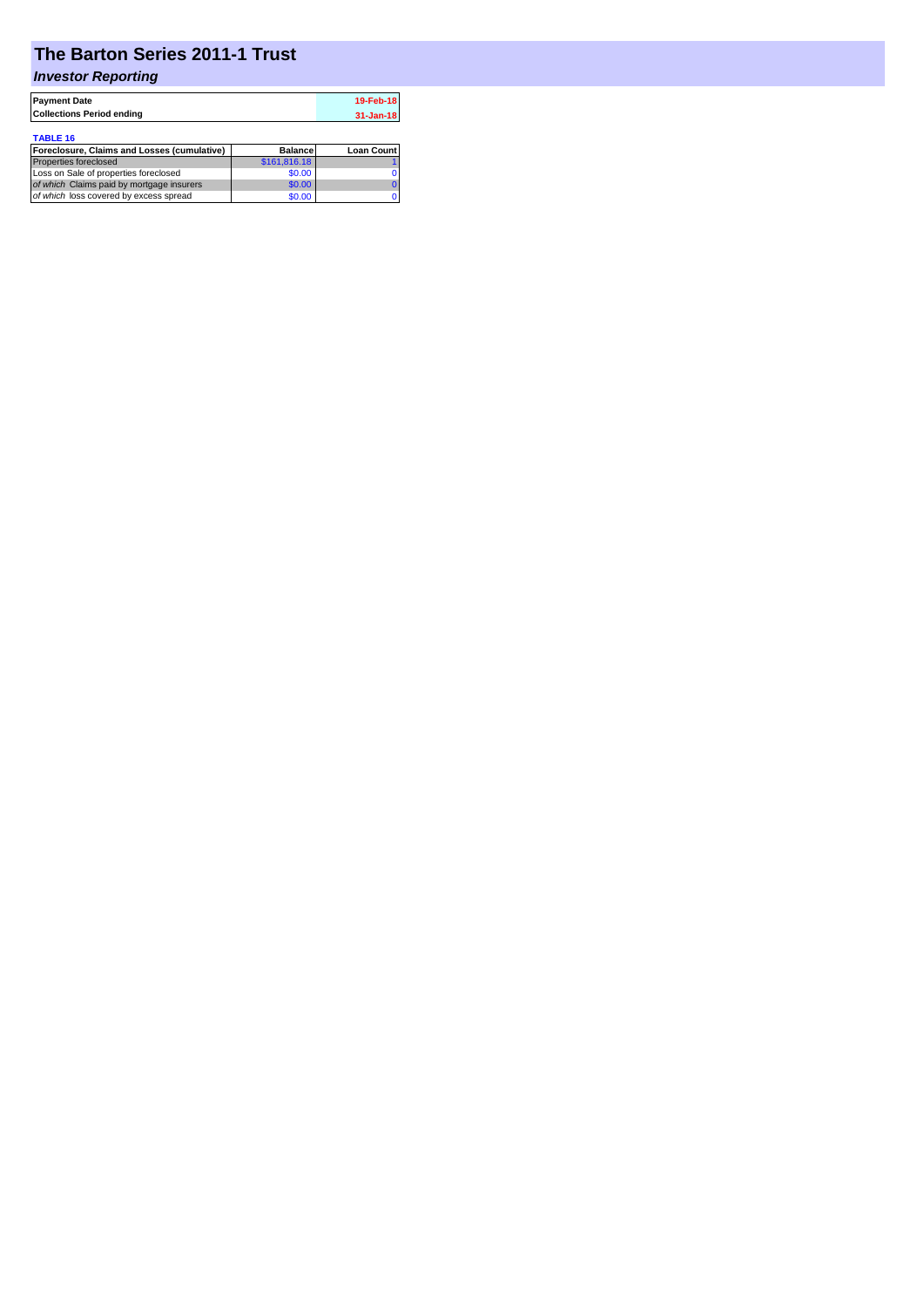# The Barton Series 2011-1 Trust

## *Investor Reporting*

| | |
|---|---|
| **Payment Date** | **19-Feb-18** |
| **Collections Period ending** | **31-Jan-18** |

**TABLE 16**

| Foreclosure, Claims and Losses (cumulative) | Balance | Loan Count |
|---|---|---|
| Properties foreclosed | $161,816.18 | 1 |
| Loss on Sale of properties foreclosed | $0.00 | 0 |
| *of which* Claims paid by mortgage insurers | $0.00 | 0 |
| *of which* loss covered by excess spread | $0.00 | 0 |